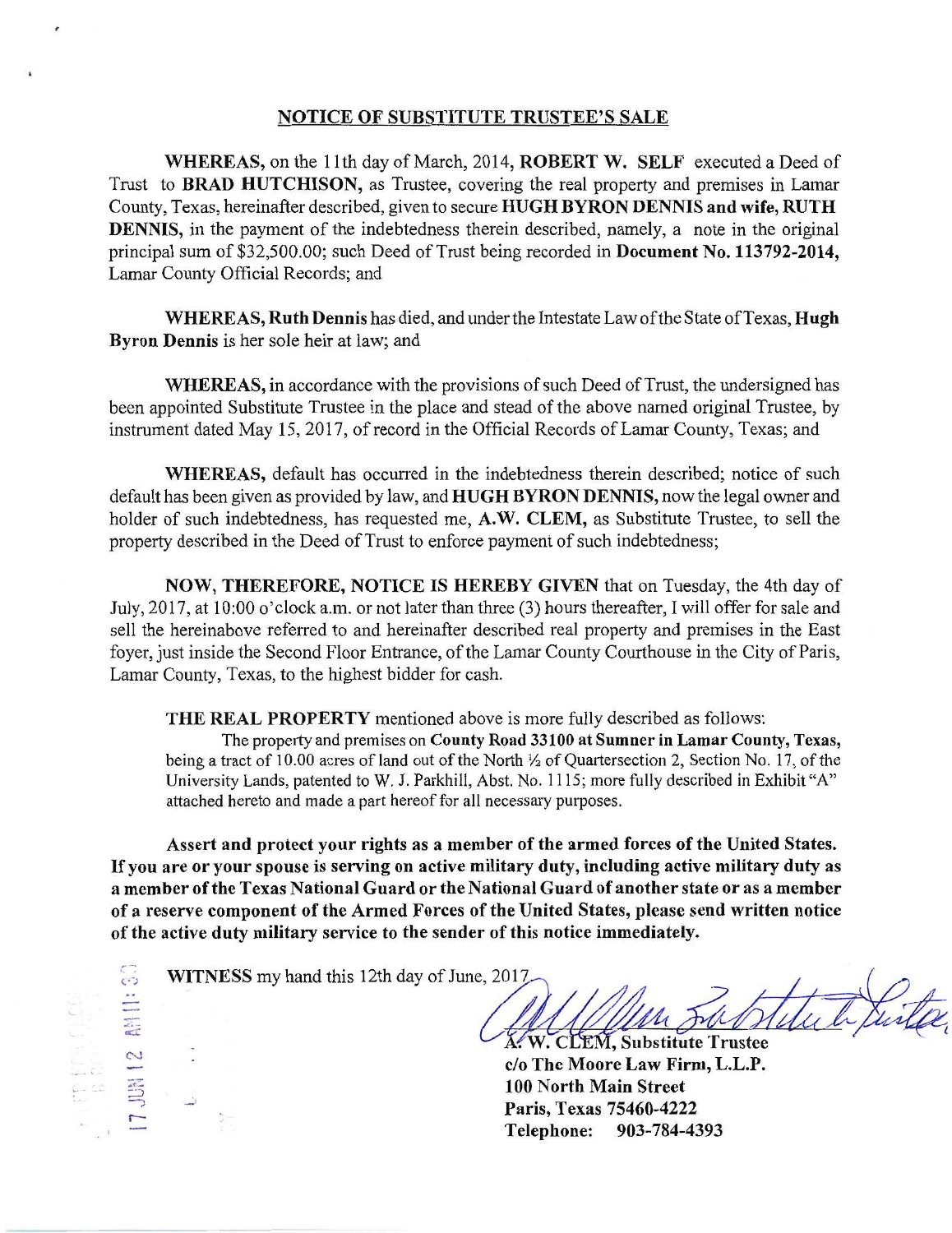## NOTICE OF SUBSTITUTE TRUSTEE'S SALE

**WHEREAS,** on the 11th day of March, 2014, **ROBERT W. SELF** executed a Deed of Trust to **BRAD HUTCHISON,** as Trustee, covering the real property and premises in Lamar County, Texas, hereinafter described, given to secure **HUGH BYRON DENNIS and wife, RUTH DENNIS,** in the payment of the indebtedness therein described, namely, a note in the original principal sum of $32,500.00; such Deed of Trust being recorded in **Document No. 113792-2014,** Lamar County Official Records; and

**WHEREAS, Ruth Dennis** has died, and under the Intestate Law of the State of Texas, **Hugh Byron Dennis** is her sole heir at law; and

**WHEREAS,** in accordance with the provisions of such Deed of Trust, the undersigned has been appointed Substitute Trustee in the place and stead of the above named original Trustee, by instrument dated May 15, 2017, of record in the Official Records of Lamar County, Texas; and

**WHEREAS,** default has occurred in the indebtedness therein described; notice of such default has been given as provided by law, and **HUGH BYRON DENNIS,** now the legal owner and holder of such indebtedness, has requested me, **A.W. CLEM,** as Substitute Trustee, to sell the property described in the Deed of Trust to enforce payment of such indebtedness;

**NOW, THEREFORE, NOTICE IS HEREBY GIVEN** that on Tuesday, the 4th day of July, 2017, at 10:00 o'clock a.m. or not later than three (3) hours thereafter, I will offer for sale and sell the hereinabove referred to and hereinafter described real property and premises in the East foyer, just inside the Second Floor Entrance, of the Lamar County Courthouse in the City of Paris, Lamar County, Texas, to the highest bidder for cash.

**THE REAL PROPERTY** mentioned above is more fully described as follows:

The property and premises on **County Road 33100 at Sumner in Lamar County, Texas,** being a tract of 10.00 acres of land out of the North ½ of Quartersection 2, Section No. 17, of the University Lands, patented to W. J. Parkhill, Abst. No. 1115; more fully described in Exhibit "A" attached hereto and made a part hereof for all necessary purposes.

**Assert and protect your rights as a member of the armed forces of the United States. If you are or your spouse is serving on active military duty, including active military duty as a member of the Texas National Guard or the National Guard of another state or as a member of a reserve component of the Armed Forces of the United States, please send written notice of the active duty military service to the sender of this notice immediately.**

**WITNESS** my hand this 12th day of June, 2017.

17 JUN 12 AM 11:33

**A. W. CLEM, Substitute Trustee**
**c/o The Moore Law Firm, L.L.P.**
**100 North Main Street**
**Paris, Texas 75460-4222**
**Telephone: 903-784-4393**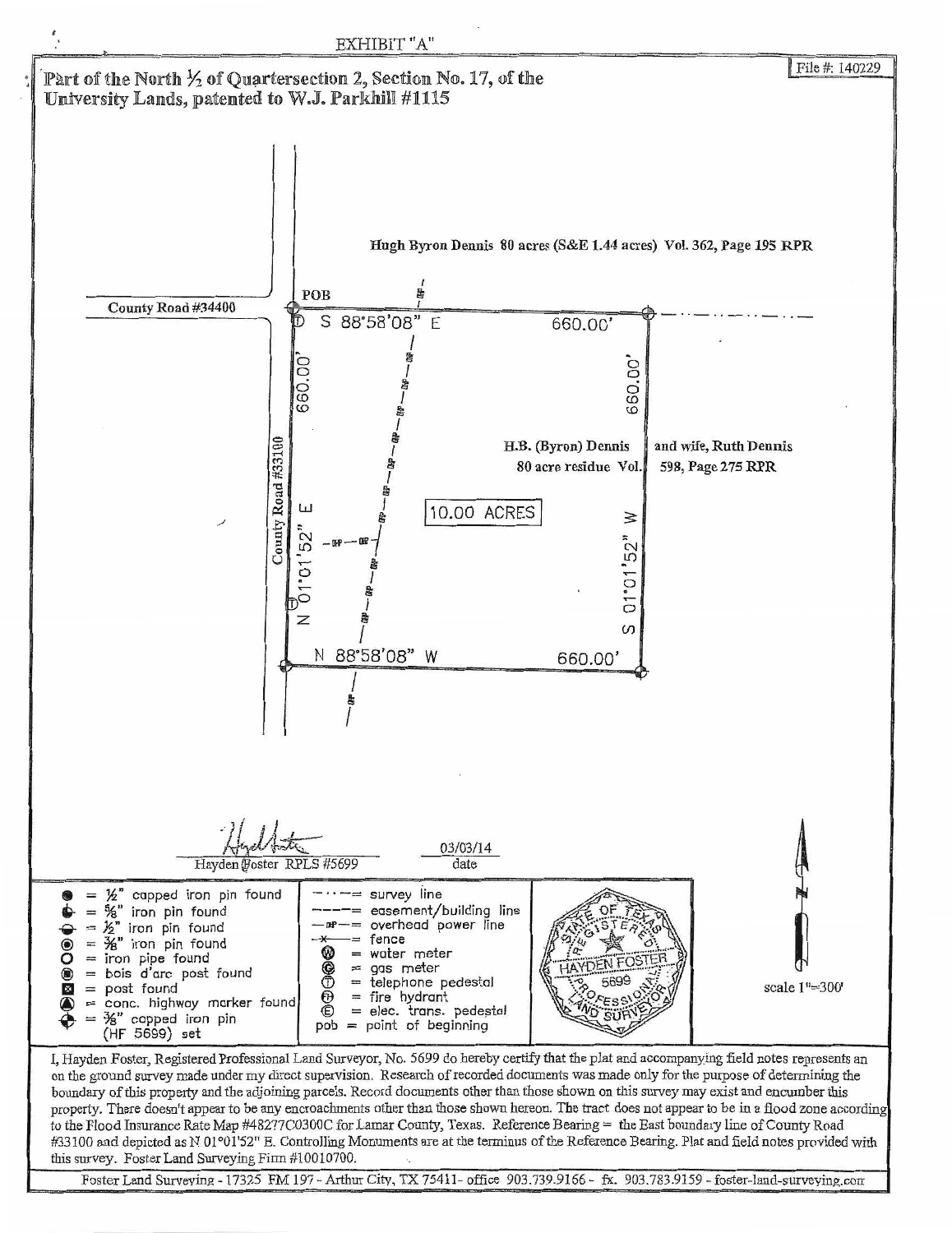EXHIBIT "A"

File #: 140229

**Part of the North ½ of Quartersection 2, Section No. 17, of the University Lands, patented to W.J. Parkhill #1115**

Hugh Byron Dennis 80 acres (S&E 1.44 acres) Vol. 362, Page 195 RPR

County Road #34400

POB

S 88°58'08" E 660.00'

660.00'

660.00'

County Road #33100

N 01°01'52" E

10.00 ACRES

H.B. (Byron) Dennis and wife, Ruth Dennis 80 acre residue Vol. 598, Page 275 RPR

S 01°01'52" W

N 88°58'08" W 660.00'

Hayden Foster RPLS #5699 — 03/03/14 date

| Monument Symbols | Line and Utility Symbols |
|---|---|
| = ½" capped iron pin found | = survey line |
| = ⅝" iron pin found | = easement/building line |
| = ½" iron pin found | = overhead power line |
| = ⅜" iron pin found | = fence |
| = iron pipe found | = water meter |
| = bois d'arc post found | = gas meter |
| = post found | = telephone pedestal |
| = conc. highway marker found | = fire hydrant |
| = ⅜" capped iron pin (HF 5699) set | = elec. trans. pedestal |
| | pob = point of beginning |

STATE OF TEXAS REGISTERED HAYDEN FOSTER 5699 PROFESSIONAL LAND SURVEYOR

N

scale 1"=300'

I, Hayden Foster, Registered Professional Land Surveyor, No. 5699 do hereby certify that the plat and accompanying field notes represents an on the ground survey made under my direct supervision. Research of recorded documents was made only for the purpose of determining the boundary of this property and the adjoining parcels. Record documents other than those shown on this survey may exist and encumber this property. There doesn't appear to be any encroachments other than those shown hereon. The tract does not appear to be in a flood zone according to the Flood Insurance Rate Map #48277C0300C for Lamar County, Texas. Reference Bearing = the East boundary line of County Road #33100 and depicted as N 01°01'52" E. Controlling Monuments are at the terminus of the Reference Bearing. Plat and field notes provided with this survey. Foster Land Surveying Firm #10010700.

Foster Land Surveying - 17325 FM 197 - Arthur City, TX 75411- office 903.739.9166 - fx. 903.783.9159 - foster-land-surveying.com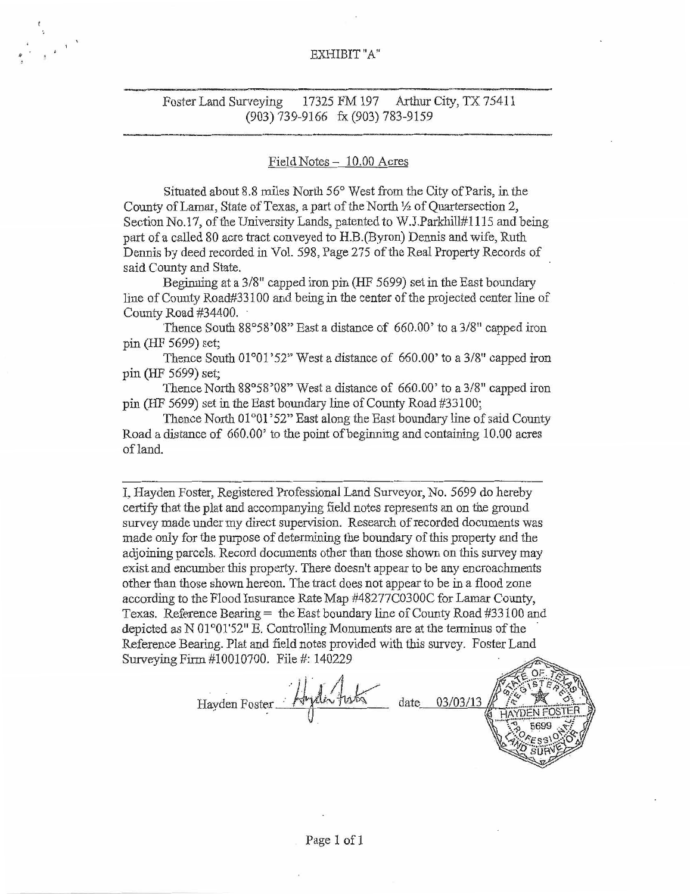EXHIBIT "A"

Foster Land Surveying 17325 FM 197 Arthur City, TX 75411
(903) 739-9166 fx (903) 783-9159

Field Notes – 10.00 Acres

Situated about 8.8 miles North 56° West from the City of Paris, in the County of Lamar, State of Texas, a part of the North ½ of Quartersection 2, Section No.17, of the University Lands, patented to W.J.Parkhill#1115 and being part of a called 80 acre tract conveyed to H.B.(Byron) Dennis and wife, Ruth Dennis by deed recorded in Vol. 598, Page 275 of the Real Property Records of said County and State.

Beginning at a 3/8" capped iron pin (HF 5699) set in the East boundary line of County Road#33100 and being in the center of the projected center line of County Road #34400.

Thence South 88°58'08" East a distance of 660.00' to a 3/8" capped iron pin (HF 5699) set;

Thence South 01°01'52" West a distance of 660.00' to a 3/8" capped iron pin (HF 5699) set;

Thence North 88°58'08" West a distance of 660.00' to a 3/8" capped iron pin (HF 5699) set in the East boundary line of County Road #33100;

Thence North 01°01'52" East along the East boundary line of said County Road a distance of 660.00' to the point of beginning and containing 10.00 acres of land.

---

I, Hayden Foster, Registered Professional Land Surveyor, No. 5699 do hereby certify that the plat and accompanying field notes represents an on the ground survey made under my direct supervision. Research of recorded documents was made only for the purpose of determining the boundary of this property and the adjoining parcels. Record documents other than those shown on this survey may exist and encumber this property. There doesn't appear to be any encroachments other than those shown hereon. The tract does not appear to be in a flood zone according to the Flood Insurance Rate Map #48277C0300C for Lamar County, Texas. Reference Bearing = the East boundary line of County Road #33100 and depicted as N 01°01'52" E. Controlling Monuments are at the terminus of the Reference Bearing. Plat and field notes provided with this survey. Foster Land Surveying Firm #10010700. File #: 140229

Hayden Foster *[signature]* date 03/03/13

STATE OF TEXAS
REGISTERED
HAYDEN FOSTER
5699
PROFESSIONAL LAND SURVEYOR